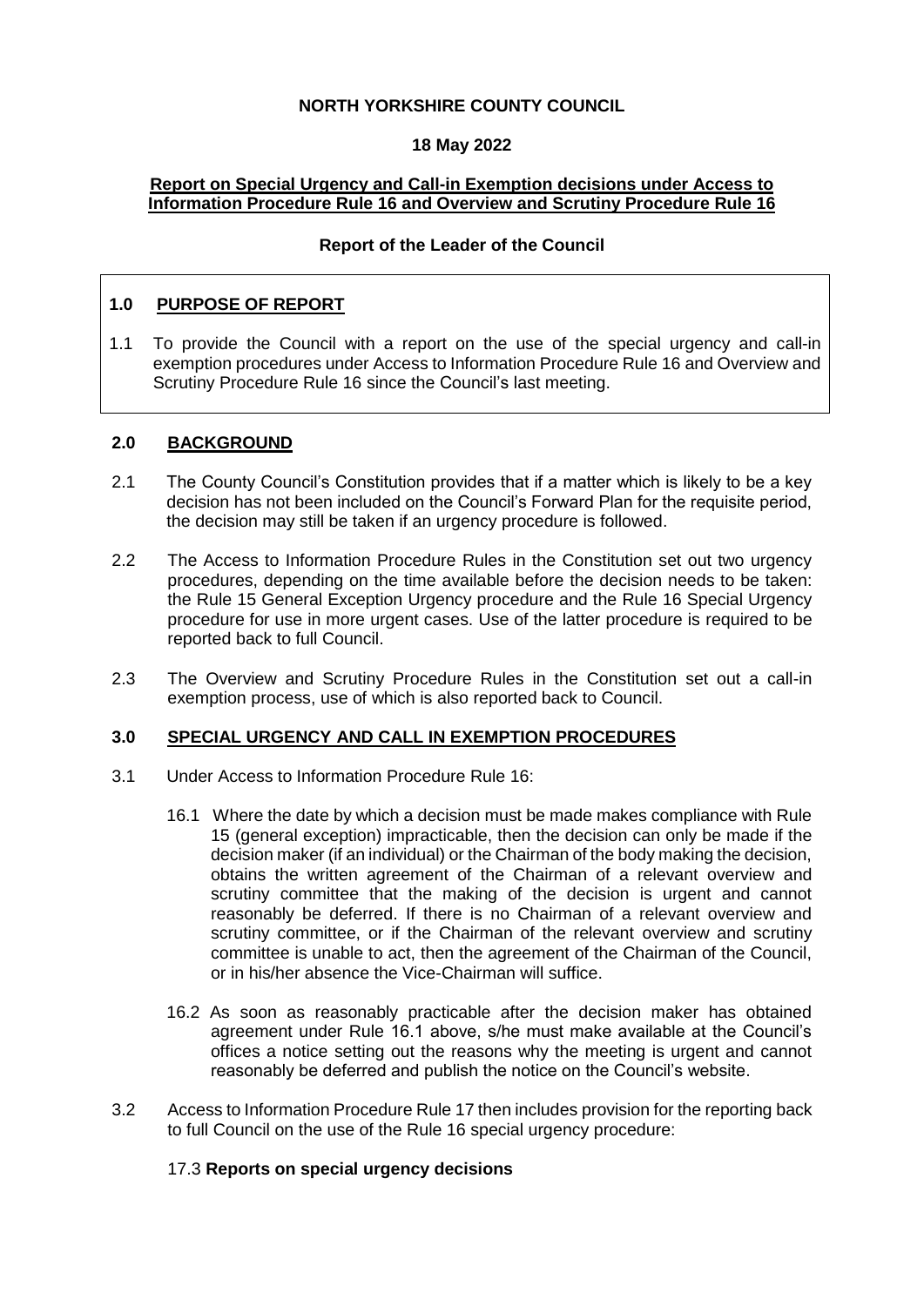**NORTH YORKSHIRE COUNTY COUNCIL**

**18 May 2022**

**Report on Special Urgency and Call-in Exemption decisions under Access to Information Procedure Rule 16 and Overview and Scrutiny Procedure Rule 16**

**Report of the Leader of the Council**

## 1.0 PURPOSE OF REPORT

1.1 To provide the Council with a report on the use of the special urgency and call-in exemption procedures under Access to Information Procedure Rule 16 and Overview and Scrutiny Procedure Rule 16 since the Council's last meeting.

## 2.0 BACKGROUND

2.1 The County Council's Constitution provides that if a matter which is likely to be a key decision has not been included on the Council's Forward Plan for the requisite period, the decision may still be taken if an urgency procedure is followed.

2.2 The Access to Information Procedure Rules in the Constitution set out two urgency procedures, depending on the time available before the decision needs to be taken: the Rule 15 General Exception Urgency procedure and the Rule 16 Special Urgency procedure for use in more urgent cases. Use of the latter procedure is required to be reported back to full Council.

2.3 The Overview and Scrutiny Procedure Rules in the Constitution set out a call-in exemption process, use of which is also reported back to Council.

## 3.0 SPECIAL URGENCY AND CALL IN EXEMPTION PROCEDURES

3.1 Under Access to Information Procedure Rule 16:

16.1 Where the date by which a decision must be made makes compliance with Rule 15 (general exception) impracticable, then the decision can only be made if the decision maker (if an individual) or the Chairman of the body making the decision, obtains the written agreement of the Chairman of a relevant overview and scrutiny committee that the making of the decision is urgent and cannot reasonably be deferred. If there is no Chairman of a relevant overview and scrutiny committee, or if the Chairman of the relevant overview and scrutiny committee is unable to act, then the agreement of the Chairman of the Council, or in his/her absence the Vice-Chairman will suffice.

16.2 As soon as reasonably practicable after the decision maker has obtained agreement under Rule 16.1 above, s/he must make available at the Council's offices a notice setting out the reasons why the meeting is urgent and cannot reasonably be deferred and publish the notice on the Council's website.

3.2 Access to Information Procedure Rule 17 then includes provision for the reporting back to full Council on the use of the Rule 16 special urgency procedure:

17.3 **Reports on special urgency decisions**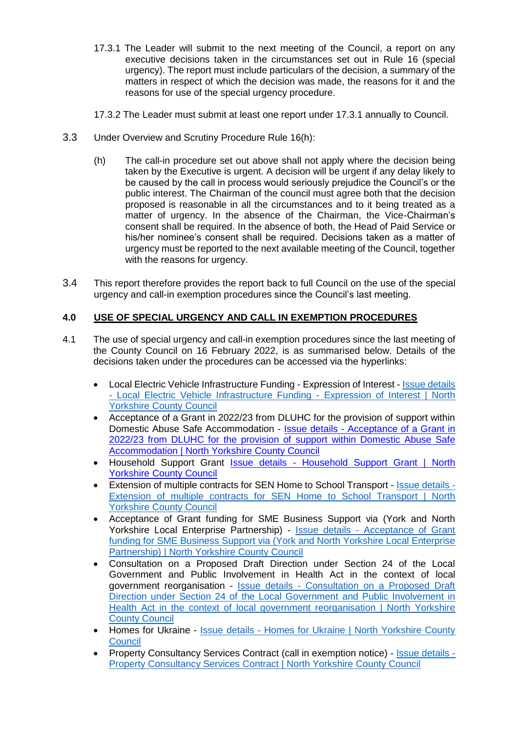17.3.1 The Leader will submit to the next meeting of the Council, a report on any executive decisions taken in the circumstances set out in Rule 16 (special urgency). The report must include particulars of the decision, a summary of the matters in respect of which the decision was made, the reasons for it and the reasons for use of the special urgency procedure.

17.3.2 The Leader must submit at least one report under 17.3.1 annually to Council.

3.3 Under Overview and Scrutiny Procedure Rule 16(h):

(h) The call-in procedure set out above shall not apply where the decision being taken by the Executive is urgent. A decision will be urgent if any delay likely to be caused by the call in process would seriously prejudice the Council's or the public interest. The Chairman of the council must agree both that the decision proposed is reasonable in all the circumstances and to it being treated as a matter of urgency. In the absence of the Chairman, the Vice-Chairman's consent shall be required. In the absence of both, the Head of Paid Service or his/her nominee's consent shall be required. Decisions taken as a matter of urgency must be reported to the next available meeting of the Council, together with the reasons for urgency.

3.4 This report therefore provides the report back to full Council on the use of the special urgency and call-in exemption procedures since the Council's last meeting.

## 4.0 USE OF SPECIAL URGENCY AND CALL IN EXEMPTION PROCEDURES

4.1 The use of special urgency and call-in exemption procedures since the last meeting of the County Council on 16 February 2022, is as summarised below. Details of the decisions taken under the procedures can be accessed via the hyperlinks:

- Local Electric Vehicle Infrastructure Funding - Expression of Interest - Issue details - Local Electric Vehicle Infrastructure Funding - Expression of Interest | North Yorkshire County Council
- Acceptance of a Grant in 2022/23 from DLUHC for the provision of support within Domestic Abuse Safe Accommodation - Issue details - Acceptance of a Grant in 2022/23 from DLUHC for the provision of support within Domestic Abuse Safe Accommodation | North Yorkshire County Council
- Household Support Grant Issue details - Household Support Grant | North Yorkshire County Council
- Extension of multiple contracts for SEN Home to School Transport - Issue details - Extension of multiple contracts for SEN Home to School Transport | North Yorkshire County Council
- Acceptance of Grant funding for SME Business Support via (York and North Yorkshire Local Enterprise Partnership) - Issue details - Acceptance of Grant funding for SME Business Support via (York and North Yorkshire Local Enterprise Partnership) | North Yorkshire County Council
- Consultation on a Proposed Draft Direction under Section 24 of the Local Government and Public Involvement in Health Act in the context of local government reorganisation - Issue details - Consultation on a Proposed Draft Direction under Section 24 of the Local Government and Public Involvement in Health Act in the context of local government reorganisation | North Yorkshire County Council
- Homes for Ukraine - Issue details - Homes for Ukraine | North Yorkshire County Council
- Property Consultancy Services Contract (call in exemption notice) - Issue details - Property Consultancy Services Contract | North Yorkshire County Council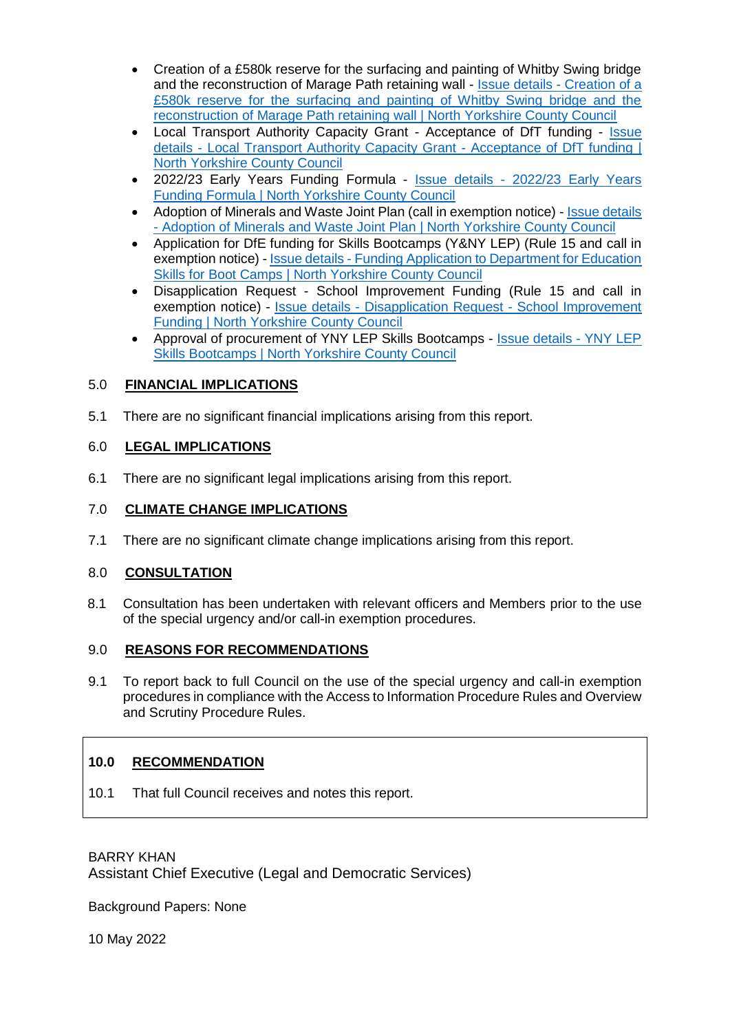- Creation of a £580k reserve for the surfacing and painting of Whitby Swing bridge and the reconstruction of Marage Path retaining wall - Issue details - Creation of a £580k reserve for the surfacing and painting of Whitby Swing bridge and the reconstruction of Marage Path retaining wall | North Yorkshire County Council
- Local Transport Authority Capacity Grant - Acceptance of DfT funding - Issue details - Local Transport Authority Capacity Grant - Acceptance of DfT funding | North Yorkshire County Council
- 2022/23 Early Years Funding Formula - Issue details - 2022/23 Early Years Funding Formula | North Yorkshire County Council
- Adoption of Minerals and Waste Joint Plan (call in exemption notice) - Issue details - Adoption of Minerals and Waste Joint Plan | North Yorkshire County Council
- Application for DfE funding for Skills Bootcamps (Y&NY LEP) (Rule 15 and call in exemption notice) - Issue details - Funding Application to Department for Education Skills for Boot Camps | North Yorkshire County Council
- Disapplication Request - School Improvement Funding (Rule 15 and call in exemption notice) - Issue details - Disapplication Request - School Improvement Funding | North Yorkshire County Council
- Approval of procurement of YNY LEP Skills Bootcamps - Issue details - YNY LEP Skills Bootcamps | North Yorkshire County Council

## 5.0 FINANCIAL IMPLICATIONS

5.1 There are no significant financial implications arising from this report.

## 6.0 LEGAL IMPLICATIONS

6.1 There are no significant legal implications arising from this report.

## 7.0 CLIMATE CHANGE IMPLICATIONS

7.1 There are no significant climate change implications arising from this report.

## 8.0 CONSULTATION

8.1 Consultation has been undertaken with relevant officers and Members prior to the use of the special urgency and/or call-in exemption procedures.

## 9.0 REASONS FOR RECOMMENDATIONS

9.1 To report back to full Council on the use of the special urgency and call-in exemption procedures in compliance with the Access to Information Procedure Rules and Overview and Scrutiny Procedure Rules.

## 10.0 RECOMMENDATION

10.1 That full Council receives and notes this report.

BARRY KHAN
Assistant Chief Executive (Legal and Democratic Services)

Background Papers: None

10 May 2022